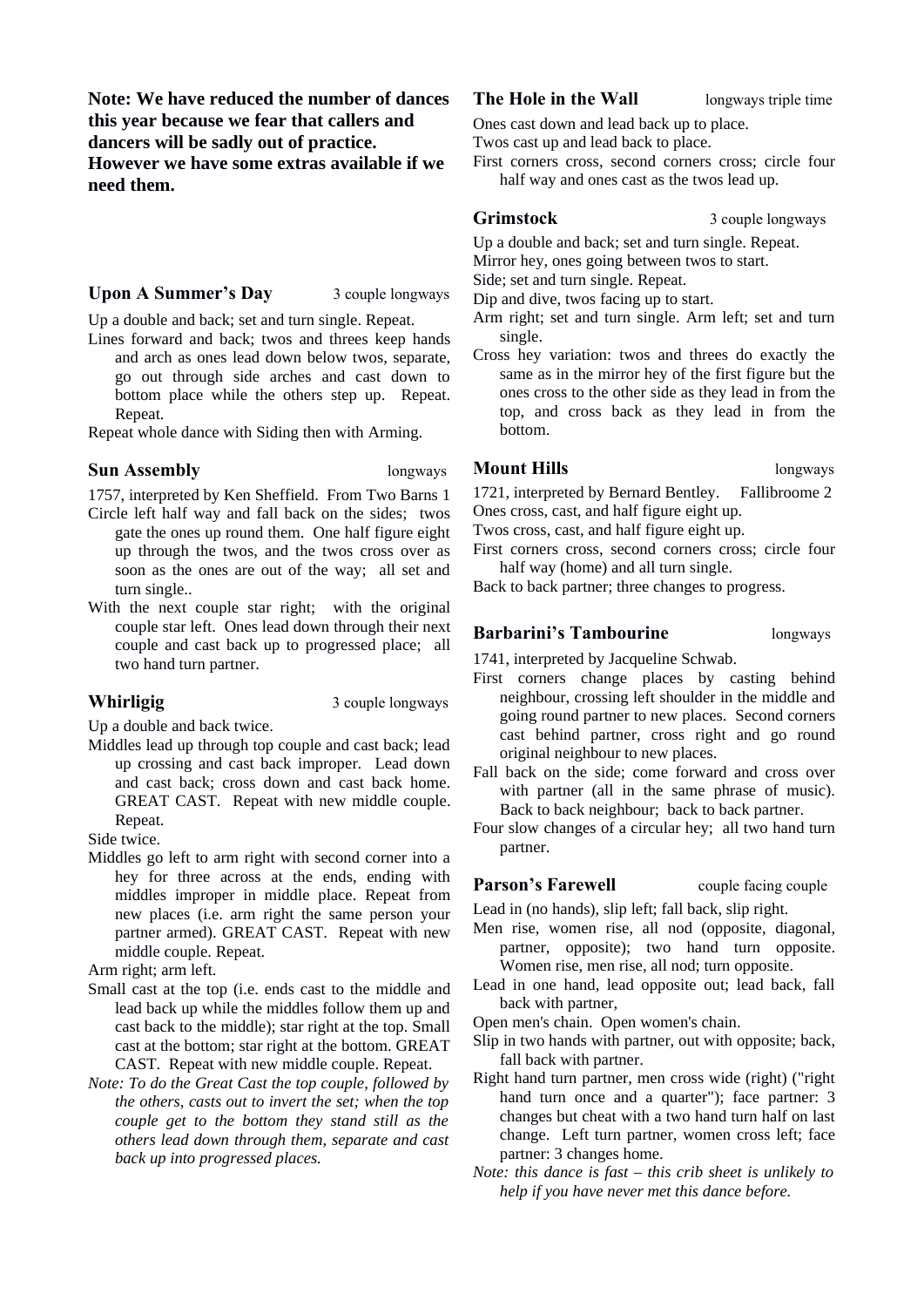**Note: We have reduced the number of dances this year because we fear that callers and dancers will be sadly out of practice. However we have some extras available if we need them.**

### Upon A Summer's Day — 3 couple longways

Up a double and back; set and turn single. Repeat.

Lines forward and back; twos and threes keep hands and arch as ones lead down below twos, separate, go out through side arches and cast down to bottom place while the others step up. Repeat. Repeat.

Repeat whole dance with Siding then with Arming.

### Sun Assembly — longways

1757, interpreted by Ken Sheffield. From Two Barns 1

Circle left half way and fall back on the sides; twos gate the ones up round them. One half figure eight up through the twos, and the twos cross over as soon as the ones are out of the way; all set and turn single..

With the next couple star right; with the original couple star left. Ones lead down through their next couple and cast back up to progressed place; all two hand turn partner.

### Whirligig — 3 couple longways

Up a double and back twice.

Middles lead up through top couple and cast back; lead up crossing and cast back improper. Lead down and cast back; cross down and cast back home. GREAT CAST. Repeat with new middle couple. Repeat.

Side twice.

Middles go left to arm right with second corner into a hey for three across at the ends, ending with middles improper in middle place. Repeat from new places (i.e. arm right the same person your partner armed). GREAT CAST. Repeat with new middle couple. Repeat.

Arm right; arm left.

Small cast at the top (i.e. ends cast to the middle and lead back up while the middles follow them up and cast back to the middle); star right at the top. Small cast at the bottom; star right at the bottom. GREAT CAST. Repeat with new middle couple. Repeat.

*Note: To do the Great Cast the top couple, followed by the others, casts out to invert the set; when the top couple get to the bottom they stand still as the others lead down through them, separate and cast back up into progressed places.*

### The Hole in the Wall — longways triple time

Ones cast down and lead back up to place.

Twos cast up and lead back to place.

First corners cross, second corners cross; circle four half way and ones cast as the twos lead up.

### Grimstock — 3 couple longways

Up a double and back; set and turn single. Repeat.

Mirror hey, ones going between twos to start.

Side; set and turn single. Repeat.

Dip and dive, twos facing up to start.

Arm right; set and turn single. Arm left; set and turn single.

Cross hey variation: twos and threes do exactly the same as in the mirror hey of the first figure but the ones cross to the other side as they lead in from the top, and cross back as they lead in from the bottom.

### Mount Hills — longways

1721, interpreted by Bernard Bentley. Fallibroome 2

Ones cross, cast, and half figure eight up.

Twos cross, cast, and half figure eight up.

First corners cross, second corners cross; circle four half way (home) and all turn single.

Back to back partner; three changes to progress.

### Barbarini's Tambourine — longways

1741, interpreted by Jacqueline Schwab.

First corners change places by casting behind neighbour, crossing left shoulder in the middle and going round partner to new places. Second corners cast behind partner, cross right and go round original neighbour to new places.

Fall back on the side; come forward and cross over with partner (all in the same phrase of music). Back to back neighbour; back to back partner.

Four slow changes of a circular hey; all two hand turn partner.

### Parson's Farewell — couple facing couple

Lead in (no hands), slip left; fall back, slip right.

Men rise, women rise, all nod (opposite, diagonal, partner, opposite); two hand turn opposite. Women rise, men rise, all nod; turn opposite.

Lead in one hand, lead opposite out; lead back, fall back with partner,

Open men's chain. Open women's chain.

Slip in two hands with partner, out with opposite; back, fall back with partner.

Right hand turn partner, men cross wide (right) ("right hand turn once and a quarter"); face partner: 3 changes but cheat with a two hand turn half on last change. Left turn partner, women cross left; face partner: 3 changes home.

*Note: this dance is fast – this crib sheet is unlikely to help if you have never met this dance before.*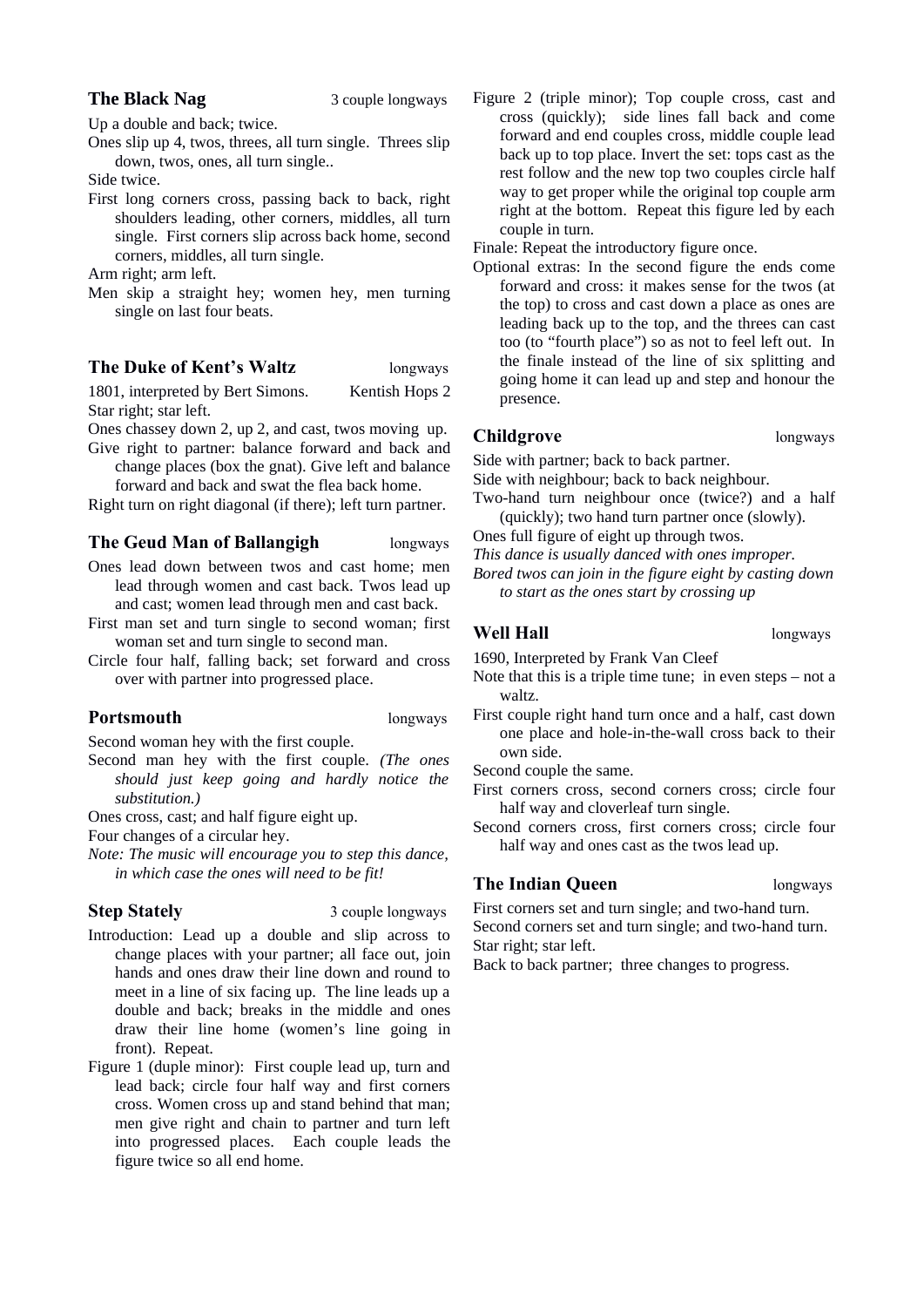## The Black Nag

3 couple longways

Up a double and back; twice.

Ones slip up 4, twos, threes, all turn single. Threes slip down, twos, ones, all turn single..

Side twice.

First long corners cross, passing back to back, right shoulders leading, other corners, middles, all turn single. First corners slip across back home, second corners, middles, all turn single.

Arm right; arm left.

Men skip a straight hey; women hey, men turning single on last four beats.

## The Duke of Kent's Waltz

longways

1801, interpreted by Bert Simons. Kentish Hops 2

Star right; star left.

Ones chassey down 2, up 2, and cast, twos moving up.

Give right to partner: balance forward and back and change places (box the gnat). Give left and balance forward and back and swat the flea back home.

Right turn on right diagonal (if there); left turn partner.

## The Geud Man of Ballangigh

longways

Ones lead down between twos and cast home; men lead through women and cast back. Twos lead up and cast; women lead through men and cast back.

First man set and turn single to second woman; first woman set and turn single to second man.

Circle four half, falling back; set forward and cross over with partner into progressed place.

## Portsmouth

longways

Second woman hey with the first couple.

Second man hey with the first couple. *(The ones should just keep going and hardly notice the substitution.)*

Ones cross, cast; and half figure eight up.

Four changes of a circular hey.

*Note: The music will encourage you to step this dance, in which case the ones will need to be fit!*

## Step Stately

3 couple longways

Introduction: Lead up a double and slip across to change places with your partner; all face out, join hands and ones draw their line down and round to meet in a line of six facing up. The line leads up a double and back; breaks in the middle and ones draw their line home (women's line going in front). Repeat.

Figure 1 (duple minor): First couple lead up, turn and lead back; circle four half way and first corners cross. Women cross up and stand behind that man; men give right and chain to partner and turn left into progressed places. Each couple leads the figure twice so all end home.

Figure 2 (triple minor); Top couple cross, cast and cross (quickly); side lines fall back and come forward and end couples cross, middle couple lead back up to top place. Invert the set: tops cast as the rest follow and the new top two couples circle half way to get proper while the original top couple arm right at the bottom. Repeat this figure led by each couple in turn.

Finale: Repeat the introductory figure once.

Optional extras: In the second figure the ends come forward and cross: it makes sense for the twos (at the top) to cross and cast down a place as ones are leading back up to the top, and the threes can cast too (to "fourth place") so as not to feel left out. In the finale instead of the line of six splitting and going home it can lead up and step and honour the presence.

## Childgrove

longways

Side with partner; back to back partner.

Side with neighbour; back to back neighbour.

Two-hand turn neighbour once (twice?) and a half (quickly); two hand turn partner once (slowly).

Ones full figure of eight up through twos.

*This dance is usually danced with ones improper.*

*Bored twos can join in the figure eight by casting down to start as the ones start by crossing up*

## Well Hall

longways

1690, Interpreted by Frank Van Cleef

Note that this is a triple time tune; in even steps – not a waltz.

First couple right hand turn once and a half, cast down one place and hole-in-the-wall cross back to their own side.

Second couple the same.

First corners cross, second corners cross; circle four half way and cloverleaf turn single.

Second corners cross, first corners cross; circle four half way and ones cast as the twos lead up.

## The Indian Queen

longways

First corners set and turn single; and two-hand turn.

Second corners set and turn single; and two-hand turn.

Star right; star left.

Back to back partner; three changes to progress.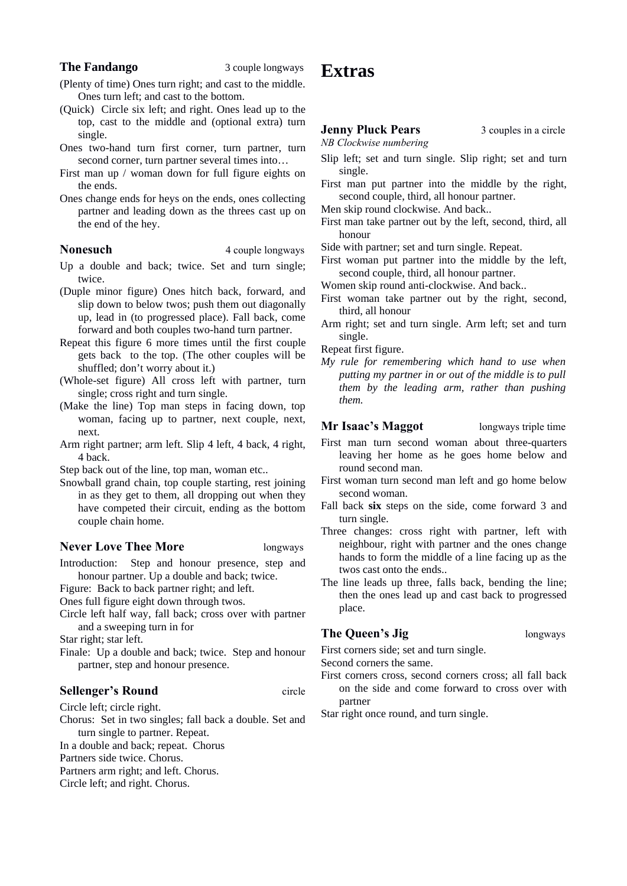### The Fandango
3 couple longways

(Plenty of time) Ones turn right; and cast to the middle. Ones turn left; and cast to the bottom.

(Quick) Circle six left; and right. Ones lead up to the top, cast to the middle and (optional extra) turn single.

Ones two-hand turn first corner, turn partner, turn second corner, turn partner several times into…

First man up / woman down for full figure eights on the ends.

Ones change ends for heys on the ends, ones collecting partner and leading down as the threes cast up on the end of the hey.

### Nonesuch
4 couple longways

Up a double and back; twice. Set and turn single; twice.

(Duple minor figure) Ones hitch back, forward, and slip down to below twos; push them out diagonally up, lead in (to progressed place). Fall back, come forward and both couples two-hand turn partner.

Repeat this figure 6 more times until the first couple gets back to the top. (The other couples will be shuffled; don't worry about it.)

(Whole-set figure) All cross left with partner, turn single; cross right and turn single.

(Make the line) Top man steps in facing down, top woman, facing up to partner, next couple, next, next.

Arm right partner; arm left. Slip 4 left, 4 back, 4 right, 4 back.

Step back out of the line, top man, woman etc..

Snowball grand chain, top couple starting, rest joining in as they get to them, all dropping out when they have competed their circuit, ending as the bottom couple chain home.

### Never Love Thee More
longways

Introduction: Step and honour presence, step and honour partner. Up a double and back; twice.

Figure: Back to back partner right; and left.

Ones full figure eight down through twos.

Circle left half way, fall back; cross over with partner and a sweeping turn in for

Star right; star left.

Finale: Up a double and back; twice. Step and honour partner, step and honour presence.

### Sellenger's Round
circle

Circle left; circle right.

Chorus: Set in two singles; fall back a double. Set and turn single to partner. Repeat.

In a double and back; repeat. Chorus

Partners side twice. Chorus.

Partners arm right; and left. Chorus.

Circle left; and right. Chorus.

# Extras

### Jenny Pluck Pears
3 couples in a circle

*NB Clockwise numbering*

Slip left; set and turn single. Slip right; set and turn single.

First man put partner into the middle by the right, second couple, third, all honour partner.

Men skip round clockwise. And back..

First man take partner out by the left, second, third, all honour

Side with partner; set and turn single. Repeat.

First woman put partner into the middle by the left, second couple, third, all honour partner.

Women skip round anti-clockwise. And back..

First woman take partner out by the right, second, third, all honour

Arm right; set and turn single. Arm left; set and turn single.

Repeat first figure.

*My rule for remembering which hand to use when putting my partner in or out of the middle is to pull them by the leading arm, rather than pushing them.*

### Mr Isaac's Maggot
longways triple time

First man turn second woman about three-quarters leaving her home as he goes home below and round second man.

First woman turn second man left and go home below second woman.

Fall back **six** steps on the side, come forward 3 and turn single.

Three changes: cross right with partner, left with neighbour, right with partner and the ones change hands to form the middle of a line facing up as the twos cast onto the ends..

The line leads up three, falls back, bending the line; then the ones lead up and cast back to progressed place.

### The Queen's Jig
longways

First corners side; set and turn single.

Second corners the same.

First corners cross, second corners cross; all fall back on the side and come forward to cross over with partner

Star right once round, and turn single.